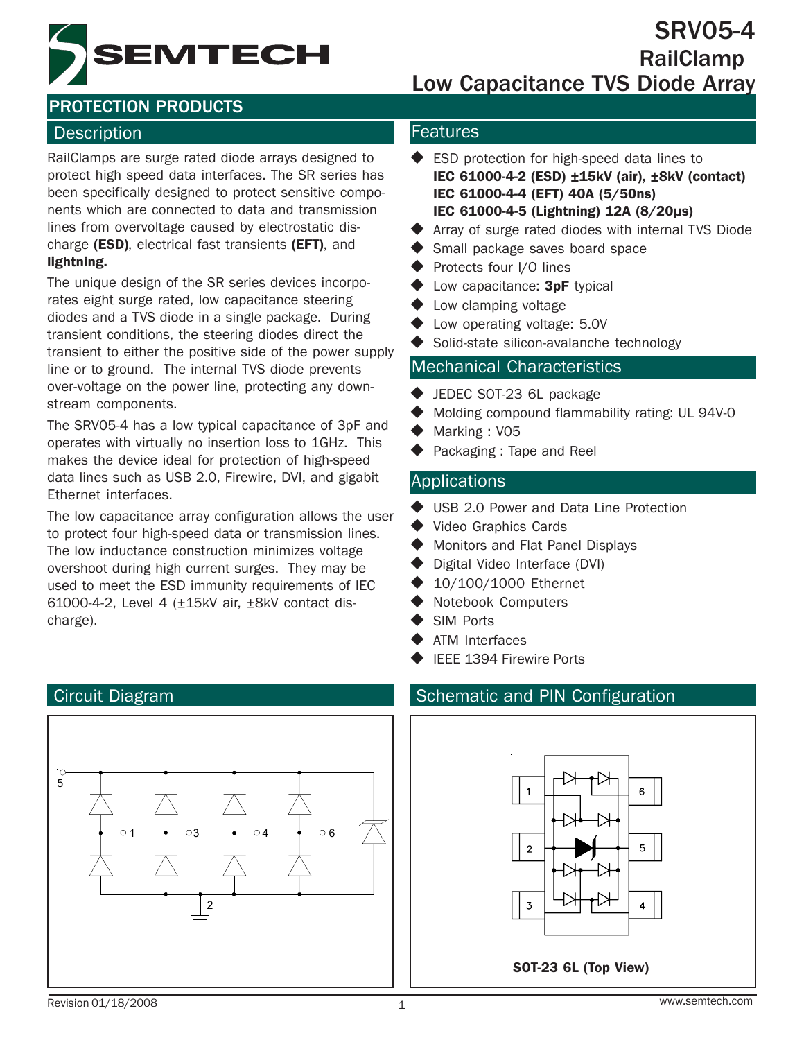# SRV05-4
## RailClamp
## Low Capacitance TVS Diode Array

**PROTECTION PRODUCTS**

## Description

RailClamps are surge rated diode arrays designed to protect high speed data interfaces. The SR series has been specifically designed to protect sensitive components which are connected to data and transmission lines from overvoltage caused by electrostatic discharge **(ESD)**, electrical fast transients **(EFT)**, and **lightning.**

The unique design of the SR series devices incorporates eight surge rated, low capacitance steering diodes and a TVS diode in a single package. During transient conditions, the steering diodes direct the transient to either the positive side of the power supply line or to ground. The internal TVS diode prevents over-voltage on the power line, protecting any downstream components.

The SRV05-4 has a low typical capacitance of 3pF and operates with virtually no insertion loss to 1GHz. This makes the device ideal for protection of high-speed data lines such as USB 2.0, Firewire, DVI, and gigabit Ethernet interfaces.

The low capacitance array configuration allows the user to protect four high-speed data or transmission lines. The low inductance construction minimizes voltage overshoot during high current surges. They may be used to meet the ESD immunity requirements of IEC 61000-4-2, Level 4 (±15kV air, ±8kV contact discharge).

## Features

- ESD protection for high-speed data lines to
  **IEC 61000-4-2 (ESD) ±15kV (air), ±8kV (contact)**
  **IEC 61000-4-4 (EFT) 40A (5/50ns)**
  **IEC 61000-4-5 (Lightning) 12A (8/20μs)**
- Array of surge rated diodes with internal TVS Diode
- Small package saves board space
- Protects four I/O lines
- Low capacitance: **3pF** typical
- Low clamping voltage
- Low operating voltage: 5.0V
- Solid-state silicon-avalanche technology

## Mechanical Characteristics

- JEDEC SOT-23 6L package
- Molding compound flammability rating: UL 94V-0
- Marking : V05
- Packaging : Tape and Reel

## Applications

- USB 2.0 Power and Data Line Protection
- Video Graphics Cards
- Monitors and Flat Panel Displays
- Digital Video Interface (DVI)
- 10/100/1000 Ethernet
- Notebook Computers
- SIM Ports
- ATM Interfaces
- IEEE 1394 Firewire Ports

## Circuit Diagram

## Schematic and PIN Configuration

**SOT-23 6L (Top View)**

Revision 01/18/2008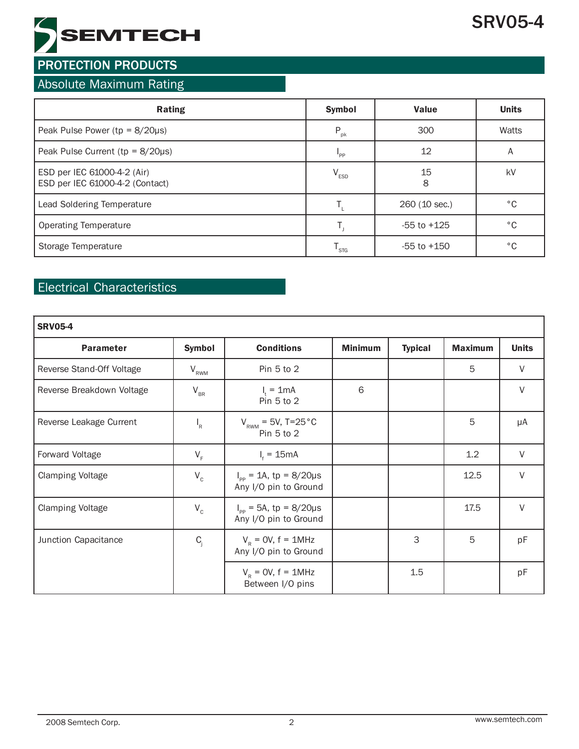## PROTECTION PRODUCTS

### Absolute Maximum Rating

| Rating | Symbol | Value | Units |
|---|---|---|---|
| Peak Pulse Power (tp = 8/20μs) | $P_{pk}$ | 300 | Watts |
| Peak Pulse Current (tp = 8/20μs) | $I_{PP}$ | 12 | A |
| ESD per IEC 61000-4-2 (Air)<br>ESD per IEC 61000-4-2 (Contact) | $V_{ESD}$ | 15<br>8 | kV |
| Lead Soldering Temperature | $T_L$ | 260 (10 sec.) | °C |
| Operating Temperature | $T_J$ | -55 to +125 | °C |
| Storage Temperature | $T_{STG}$ | -55 to +150 | °C |

### Electrical Characteristics

**SRV05-4**

| Parameter | Symbol | Conditions | Minimum | Typical | Maximum | Units |
|---|---|---|---|---|---|---|
| Reverse Stand-Off Voltage | $V_{RWM}$ | Pin 5 to 2 | | | 5 | V |
| Reverse Breakdown Voltage | $V_{BR}$ | $I_t$ = 1mA<br>Pin 5 to 2 | 6 | | | V |
| Reverse Leakage Current | $I_R$ | $V_{RWM}$ = 5V, T=25°C<br>Pin 5 to 2 | | | 5 | μA |
| Forward Voltage | $V_F$ | $I_f$ = 15mA | | | 1.2 | V |
| Clamping Voltage | $V_C$ | $I_{PP}$ = 1A, tp = 8/20μs<br>Any I/O pin to Ground | | | 12.5 | V |
| Clamping Voltage | $V_C$ | $I_{PP}$ = 5A, tp = 8/20μs<br>Any I/O pin to Ground | | | 17.5 | V |
| Junction Capacitance | $C_j$ | $V_R$ = 0V, f = 1MHz<br>Any I/O pin to Ground | | 3 | 5 | pF |
| | | $V_R$ = 0V, f = 1MHz<br>Between I/O pins | | 1.5 | | pF |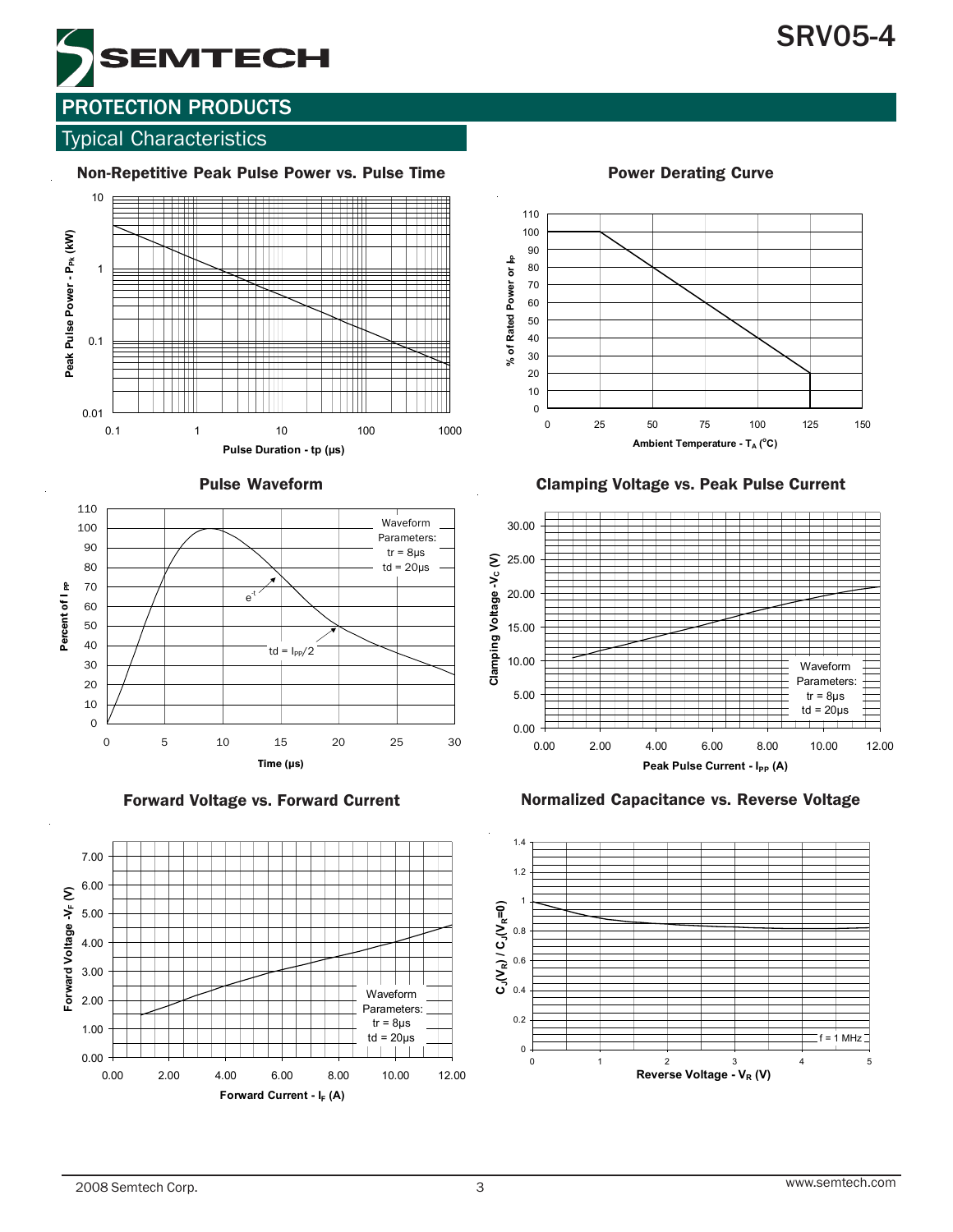## PROTECTION PRODUCTS

### Typical Characteristics

**Non-Repetitive Peak Pulse Power vs. Pulse Time**

Peak Pulse Power - $P_{PK}$ (kW)

Pulse Duration - tp (µs)

**Power Derating Curve**

% of Rated Power or $I_{PP}$

Ambient Temperature - $T_A$ (°C)

**Pulse Waveform**

Waveform Parameters:
tr = 8µs
td = 20µs

$e^{-t}$

td = $I_{PP}/2$

Percent of $I_{PP}$

Time (µs)

**Clamping Voltage vs. Peak Pulse Current**

Waveform Parameters:
tr = 8µs
td = 20µs

Clamping Voltage - $V_C$ (V)

Peak Pulse Current - $I_{PP}$ (A)

**Forward Voltage vs. Forward Current**

Waveform Parameters:
tr = 8µs
td = 20µs

Forward Voltage - $V_F$ (V)

Forward Current - $I_F$ (A)

**Normalized Capacitance vs. Reverse Voltage**

f = 1 MHz

$C_J(V_R) / C_J(V_R=0)$

Reverse Voltage - $V_R$ (V)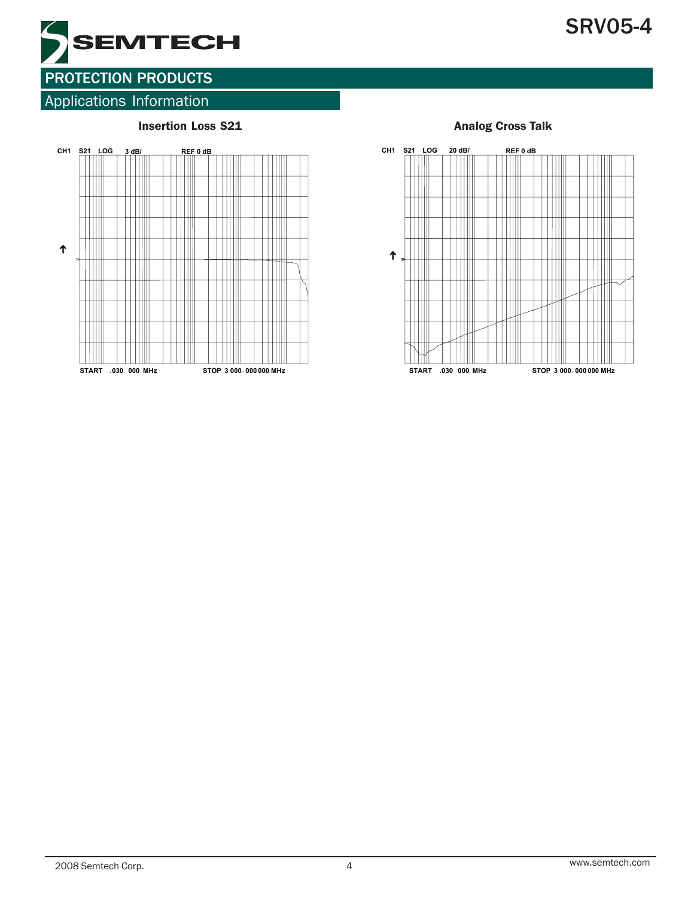## Applications Information

**Insertion Loss S21**

CH1 S21 LOG 3 dB/ REF 0 dB

START .030 000 MHz STOP 3 000. 000 000 MHz

**Analog Cross Talk**

CH1 S21 LOG 20 dB/ REF 0 dB

START .030 000 MHz STOP 3 000. 000 000 MHz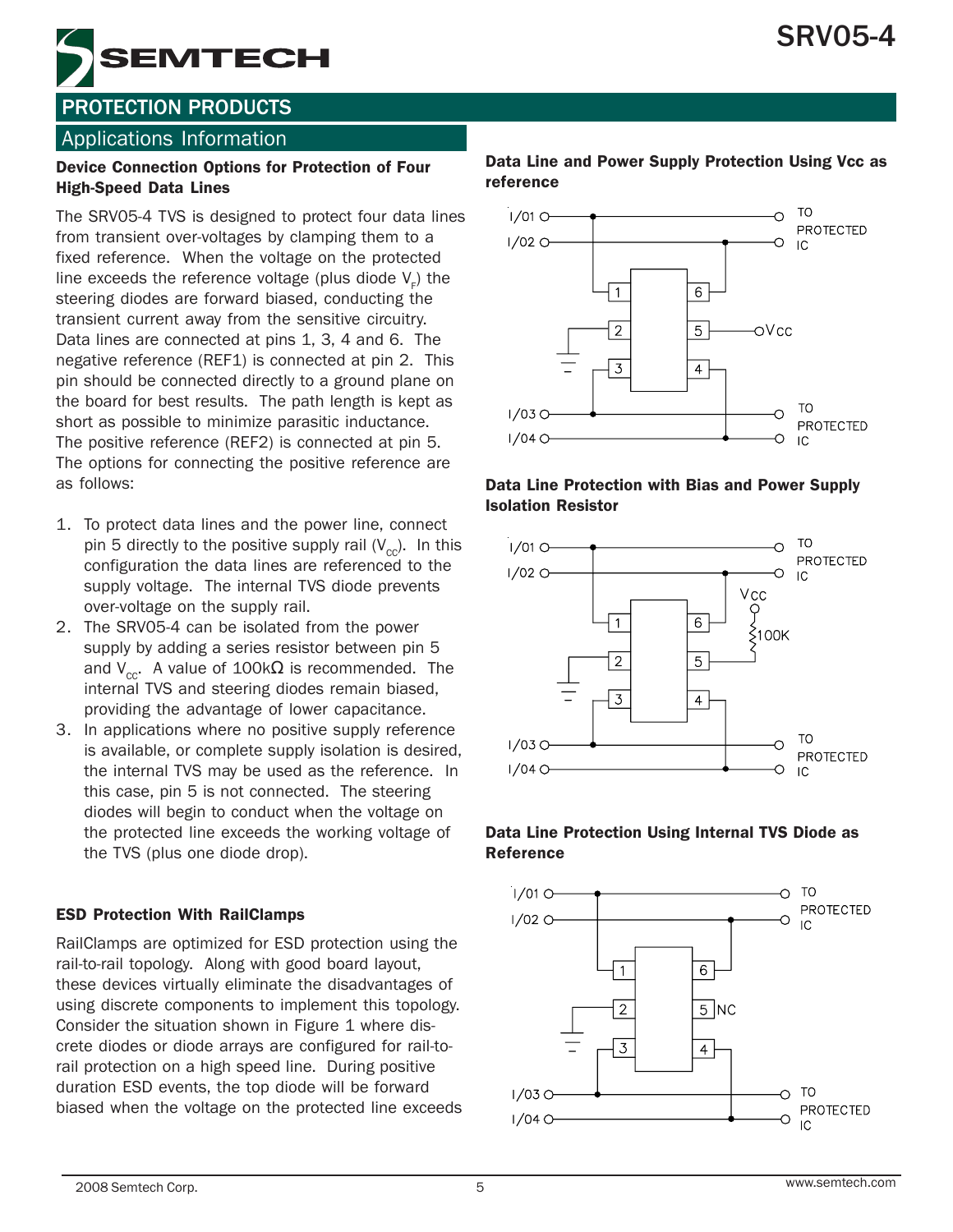## PROTECTION PRODUCTS

### Applications Information

**Device Connection Options for Protection of Four High-Speed Data Lines**

The SRV05-4 TVS is designed to protect four data lines from transient over-voltages by clamping them to a fixed reference. When the voltage on the protected line exceeds the reference voltage (plus diode $V_F$) the steering diodes are forward biased, conducting the transient current away from the sensitive circuitry. Data lines are connected at pins 1, 3, 4 and 6. The negative reference (REF1) is connected at pin 2. This pin should be connected directly to a ground plane on the board for best results. The path length is kept as short as possible to minimize parasitic inductance. The positive reference (REF2) is connected at pin 5. The options for connecting the positive reference are as follows:

1. To protect data lines and the power line, connect pin 5 directly to the positive supply rail ($V_{cc}$). In this configuration the data lines are referenced to the supply voltage. The internal TVS diode prevents over-voltage on the supply rail.
2. The SRV05-4 can be isolated from the power supply by adding a series resistor between pin 5 and $V_{cc}$. A value of 100kΩ is recommended. The internal TVS and steering diodes remain biased, providing the advantage of lower capacitance.
3. In applications where no positive supply reference is available, or complete supply isolation is desired, the internal TVS may be used as the reference. In this case, pin 5 is not connected. The steering diodes will begin to conduct when the voltage on the protected line exceeds the working voltage of the TVS (plus one diode drop).

**ESD Protection With RailClamps**

RailClamps are optimized for ESD protection using the rail-to-rail topology. Along with good board layout, these devices virtually eliminate the disadvantages of using discrete components to implement this topology. Consider the situation shown in Figure 1 where discrete diodes or diode arrays are configured for rail-to-rail protection on a high speed line. During positive duration ESD events, the top diode will be forward biased when the voltage on the protected line exceeds

**Data Line and Power Supply Protection Using Vcc as reference**

**Data Line Protection with Bias and Power Supply Isolation Resistor**

**Data Line Protection Using Internal TVS Diode as Reference**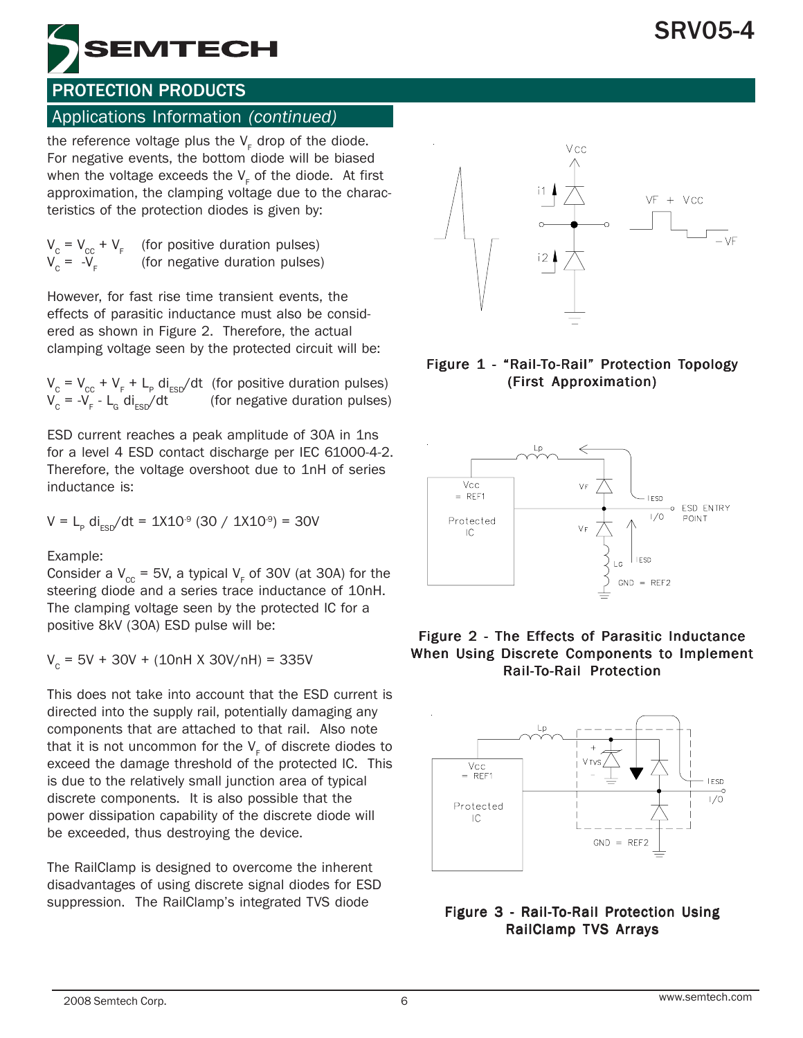## Applications Information *(continued)*

the reference voltage plus the $V_F$ drop of the diode. For negative events, the bottom diode will be biased when the voltage exceeds the $V_F$ of the diode. At first approximation, the clamping voltage due to the characteristics of the protection diodes is given by:

$V_C = V_{CC} + V_F$ (for positive duration pulses)
$V_C = -V_F$ (for negative duration pulses)

However, for fast rise time transient events, the effects of parasitic inductance must also be considered as shown in Figure 2. Therefore, the actual clamping voltage seen by the protected circuit will be:

$V_C = V_{CC} + V_F + L_P \, di_{ESD}/dt$ (for positive duration pulses)
$V_C = -V_F - L_G \, di_{ESD}/dt$ (for negative duration pulses)

ESD current reaches a peak amplitude of 30A in 1ns for a level 4 ESD contact discharge per IEC 61000-4-2. Therefore, the voltage overshoot due to 1nH of series inductance is:

$$V = L_P \, di_{ESD}/dt = 1X10^{-9} (30 / 1X10^{-9}) = 30V$$

Example:
Consider a $V_{CC}$ = 5V, a typical $V_F$ of 30V (at 30A) for the steering diode and a series trace inductance of 10nH. The clamping voltage seen by the protected IC for a positive 8kV (30A) ESD pulse will be:

$$V_C = 5V + 30V + (10nH \ X \ 30V/nH) = 335V$$

This does not take into account that the ESD current is directed into the supply rail, potentially damaging any components that are attached to that rail. Also note that it is not uncommon for the $V_F$ of discrete diodes to exceed the damage threshold of the protected IC. This is due to the relatively small junction area of typical discrete components. It is also possible that the power dissipation capability of the discrete diode will be exceeded, thus destroying the device.

The RailClamp is designed to overcome the inherent disadvantages of using discrete signal diodes for ESD suppression. The RailClamp's integrated TVS diode

**Figure 1 - "Rail-To-Rail" Protection Topology (First Approximation)**

**Figure 2 - The Effects of Parasitic Inductance When Using Discrete Components to Implement Rail-To-Rail Protection**

**Figure 3 - Rail-To-Rail Protection Using RailClamp TVS Arrays**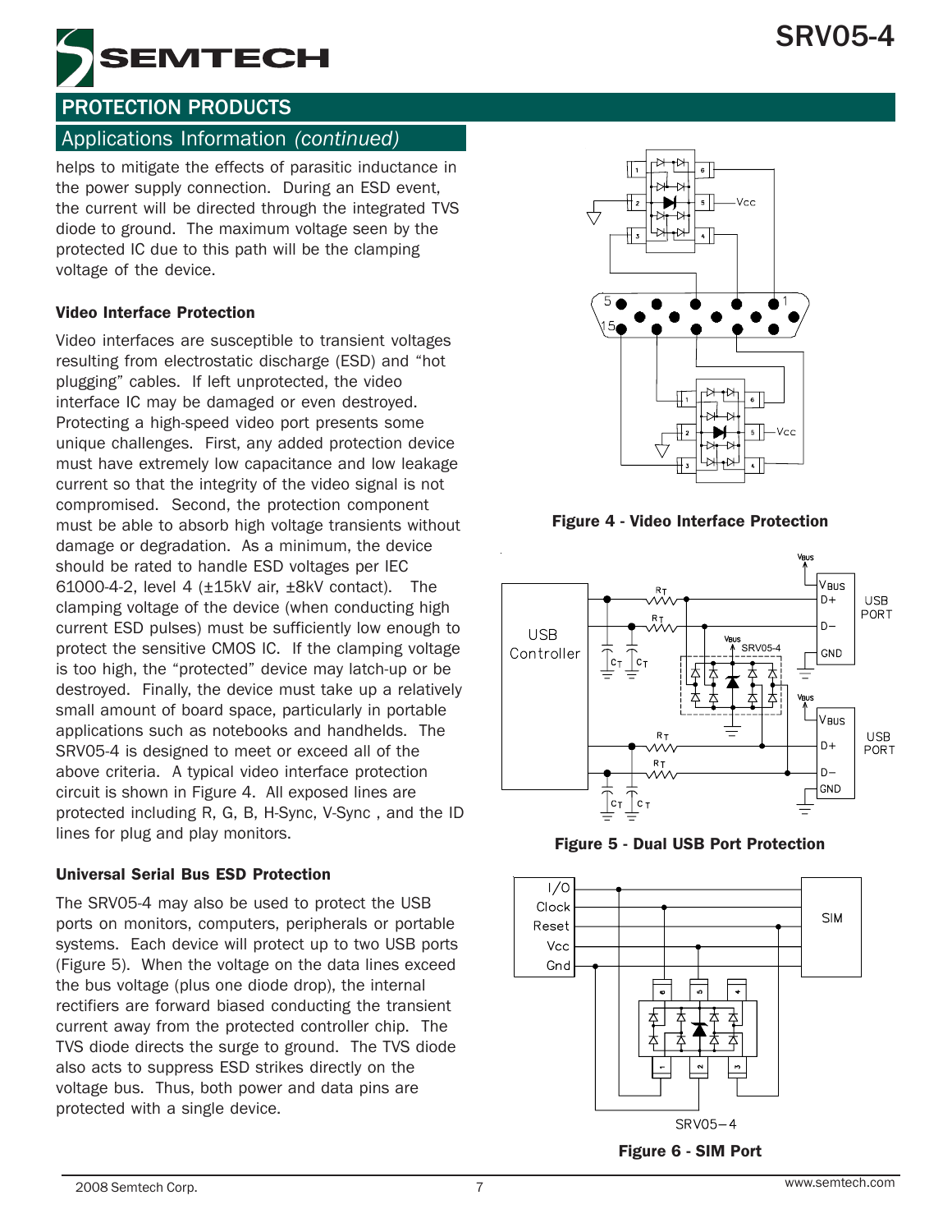## Applications Information *(continued)*

helps to mitigate the effects of parasitic inductance in the power supply connection. During an ESD event, the current will be directed through the integrated TVS diode to ground. The maximum voltage seen by the protected IC due to this path will be the clamping voltage of the device.

### Video Interface Protection

Video interfaces are susceptible to transient voltages resulting from electrostatic discharge (ESD) and "hot plugging" cables. If left unprotected, the video interface IC may be damaged or even destroyed. Protecting a high-speed video port presents some unique challenges. First, any added protection device must have extremely low capacitance and low leakage current so that the integrity of the video signal is not compromised. Second, the protection component must be able to absorb high voltage transients without damage or degradation. As a minimum, the device should be rated to handle ESD voltages per IEC 61000-4-2, level 4 (±15kV air, ±8kV contact). The clamping voltage of the device (when conducting high current ESD pulses) must be sufficiently low enough to protect the sensitive CMOS IC. If the clamping voltage is too high, the "protected" device may latch-up or be destroyed. Finally, the device must take up a relatively small amount of board space, particularly in portable applications such as notebooks and handhelds. The SRV05-4 is designed to meet or exceed all of the above criteria. A typical video interface protection circuit is shown in Figure 4. All exposed lines are protected including R, G, B, H-Sync, V-Sync , and the ID lines for plug and play monitors.

### Universal Serial Bus ESD Protection

The SRV05-4 may also be used to protect the USB ports on monitors, computers, peripherals or portable systems. Each device will protect up to two USB ports (Figure 5). When the voltage on the data lines exceed the bus voltage (plus one diode drop), the internal rectifiers are forward biased conducting the transient current away from the protected controller chip. The TVS diode directs the surge to ground. The TVS diode also acts to suppress ESD strikes directly on the voltage bus. Thus, both power and data pins are protected with a single device.

**Figure 4 - Video Interface Protection**

**Figure 5 - Dual USB Port Protection**

**Figure 6 - SIM Port**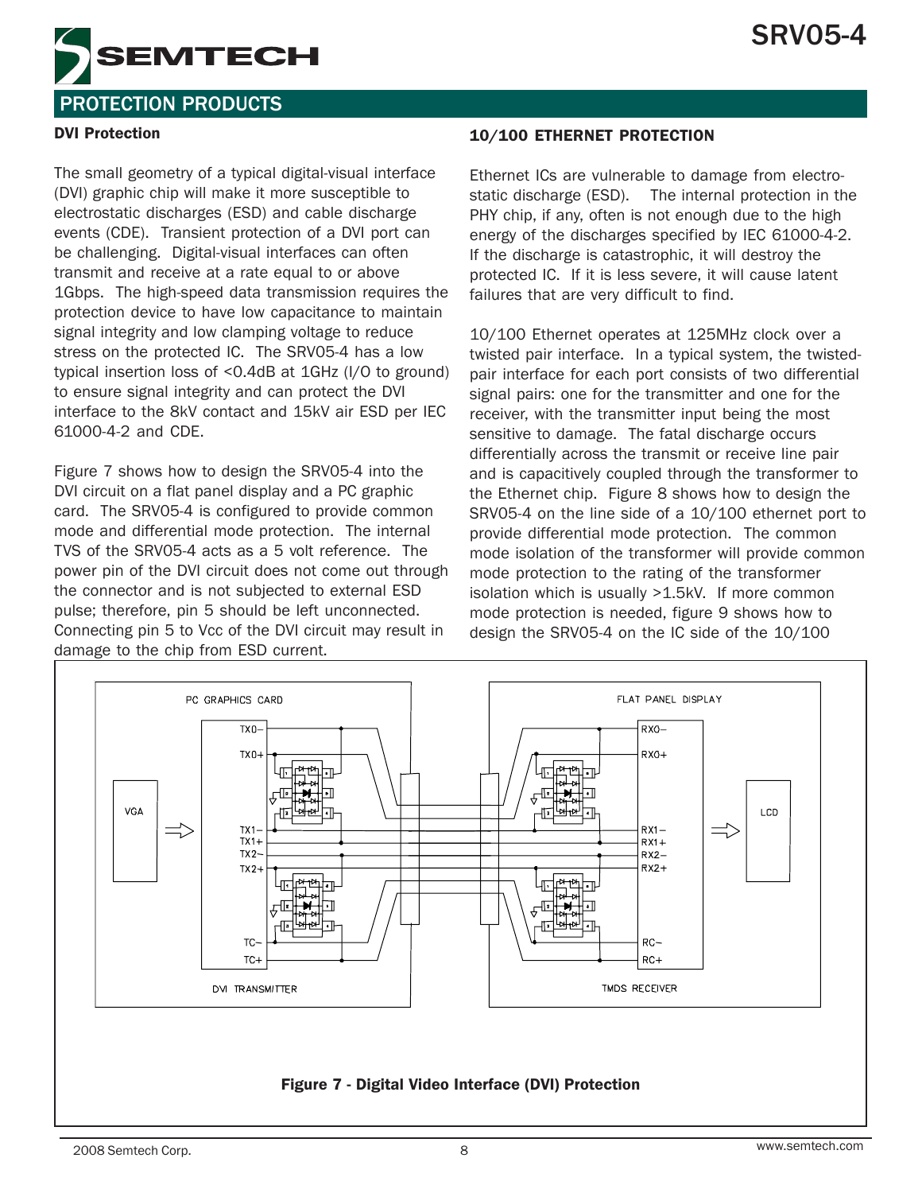## DVI Protection

The small geometry of a typical digital-visual interface (DVI) graphic chip will make it more susceptible to electrostatic discharges (ESD) and cable discharge events (CDE). Transient protection of a DVI port can be challenging. Digital-visual interfaces can often transmit and receive at a rate equal to or above 1Gbps. The high-speed data transmission requires the protection device to have low capacitance to maintain signal integrity and low clamping voltage to reduce stress on the protected IC. The SRV05-4 has a low typical insertion loss of <0.4dB at 1GHz (I/O to ground) to ensure signal integrity and can protect the DVI interface to the 8kV contact and 15kV air ESD per IEC 61000-4-2 and CDE.

Figure 7 shows how to design the SRV05-4 into the DVI circuit on a flat panel display and a PC graphic card. The SRV05-4 is configured to provide common mode and differential mode protection. The internal TVS of the SRV05-4 acts as a 5 volt reference. The power pin of the DVI circuit does not come out through the connector and is not subjected to external ESD pulse; therefore, pin 5 should be left unconnected. Connecting pin 5 to Vcc of the DVI circuit may result in damage to the chip from ESD current.

## 10/100 ETHERNET PROTECTION

Ethernet ICs are vulnerable to damage from electrostatic discharge (ESD). The internal protection in the PHY chip, if any, often is not enough due to the high energy of the discharges specified by IEC 61000-4-2. If the discharge is catastrophic, it will destroy the protected IC. If it is less severe, it will cause latent failures that are very difficult to find.

10/100 Ethernet operates at 125MHz clock over a twisted pair interface. In a typical system, the twisted-pair interface for each port consists of two differential signal pairs: one for the transmitter and one for the receiver, with the transmitter input being the most sensitive to damage. The fatal discharge occurs differentially across the transmit or receive line pair and is capacitively coupled through the transformer to the Ethernet chip. Figure 8 shows how to design the SRV05-4 on the line side of a 10/100 ethernet port to provide differential mode protection. The common mode isolation of the transformer will provide common mode protection to the rating of the transformer isolation which is usually >1.5kV. If more common mode protection is needed, figure 9 shows how to design the SRV05-4 on the IC side of the 10/100

**Figure 7 - Digital Video Interface (DVI) Protection**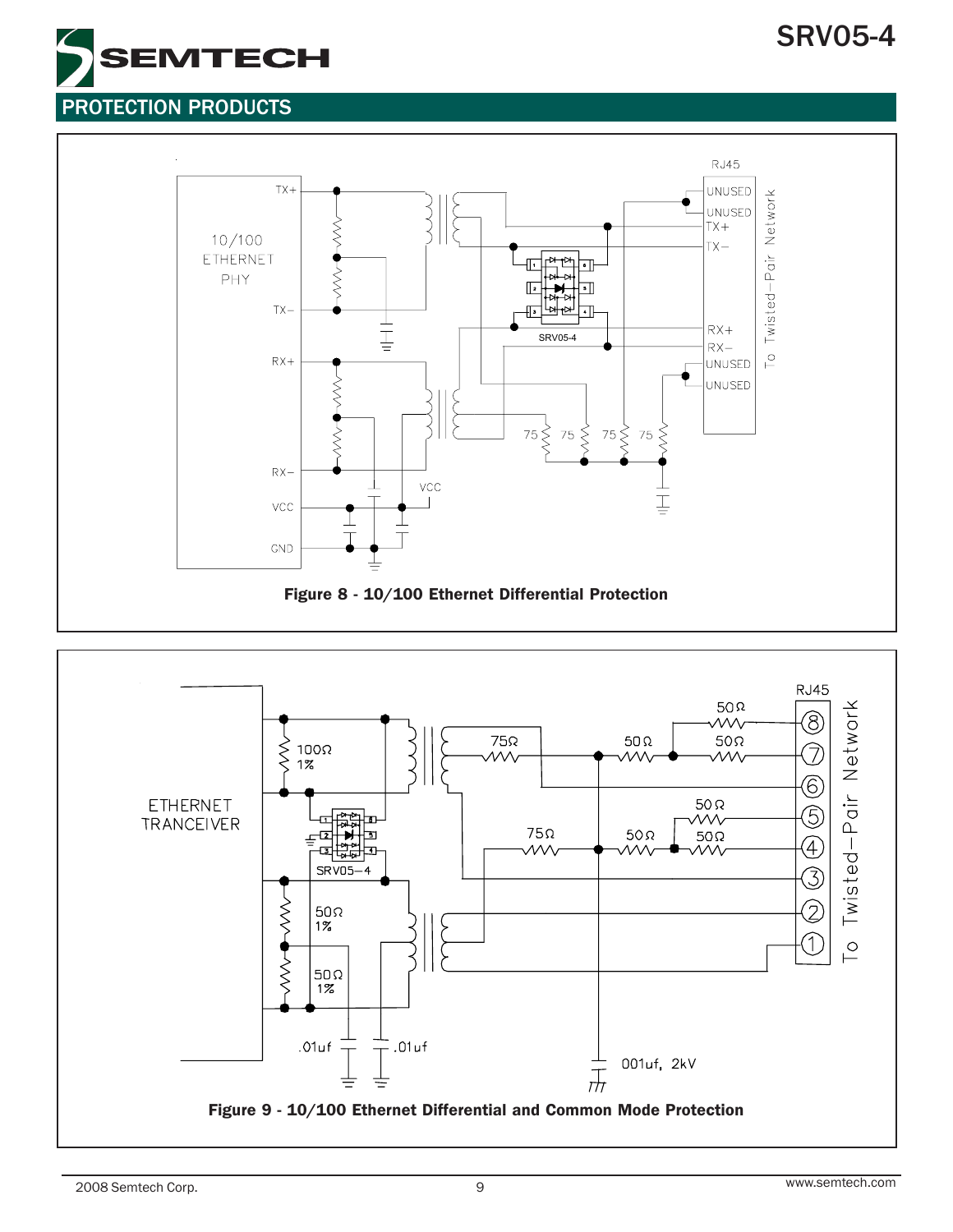Figure 8 - 10/100 Ethernet Differential Protection

Figure 9 - 10/100 Ethernet Differential and Common Mode Protection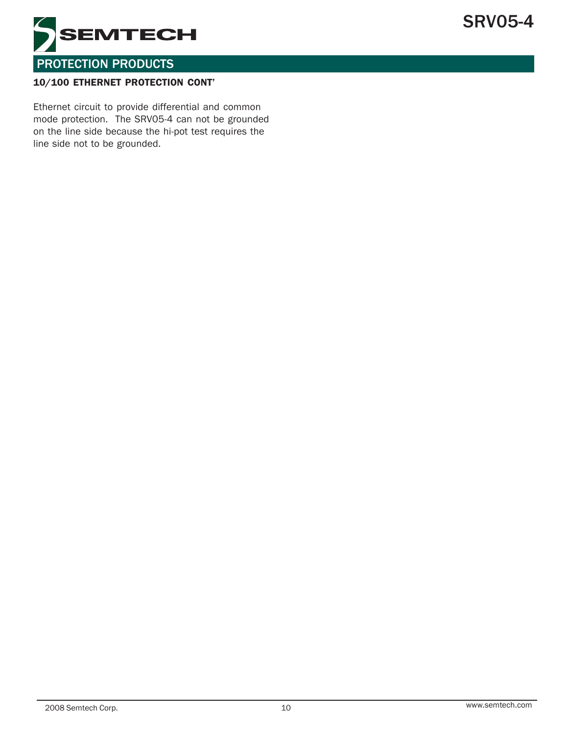## 10/100 ETHERNET PROTECTION CONT'

Ethernet circuit to provide differential and common mode protection. The SRV05-4 can not be grounded on the line side because the hi-pot test requires the line side not to be grounded.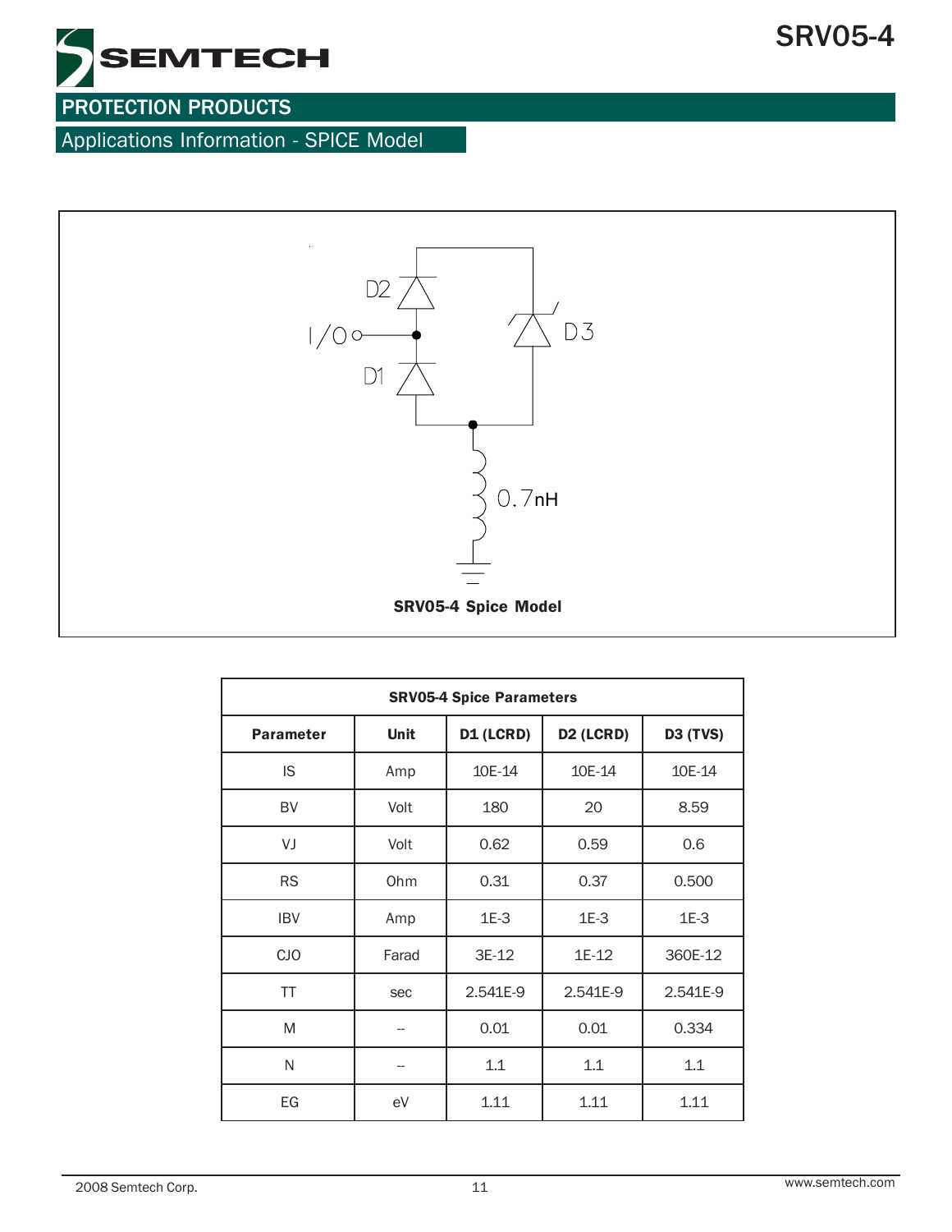## PROTECTION PRODUCTS

### Applications Information - SPICE Model

D2

I/O

D1

D3

0.7nH

**SRV05-4 Spice Model**

| **SRV05-4 Spice Parameters** | | | | |
|---|---|---|---|---|
| **Parameter** | **Unit** | **D1 (LCRD)** | **D2 (LCRD)** | **D3 (TVS)** |
| IS | Amp | 10E-14 | 10E-14 | 10E-14 |
| BV | Volt | 180 | 20 | 8.59 |
| VJ | Volt | 0.62 | 0.59 | 0.6 |
| RS | Ohm | 0.31 | 0.37 | 0.500 |
| IBV | Amp | 1E-3 | 1E-3 | 1E-3 |
| CJO | Farad | 3E-12 | 1E-12 | 360E-12 |
| TT | sec | 2.541E-9 | 2.541E-9 | 2.541E-9 |
| M | -- | 0.01 | 0.01 | 0.334 |
| N | -- | 1.1 | 1.1 | 1.1 |
| EG | eV | 1.11 | 1.11 | 1.11 |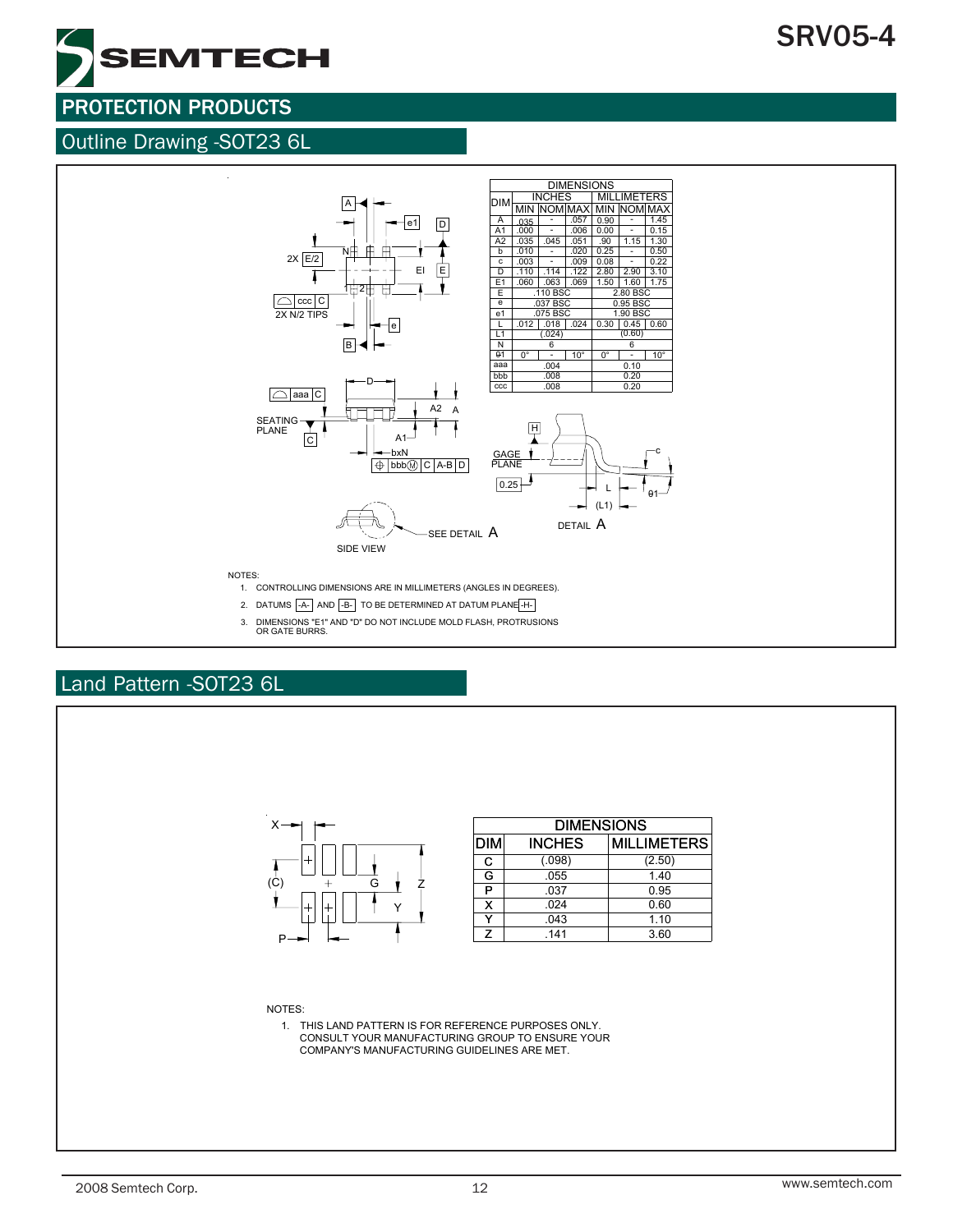## PROTECTION PRODUCTS

### Outline Drawing -SOT23 6L

| DIM | INCHES | | | MILLIMETERS | | |
|---|---|---|---|---|---|---|
| | MIN | NOM | MAX | MIN | NOM | MAX |
| A | .035 | - | .057 | 0.90 | - | 1.45 |
| A1 | .000 | - | .006 | 0.00 | - | 0.15 |
| A2 | .035 | .045 | .051 | .90 | 1.15 | 1.30 |
| b | .010 | - | .020 | 0.25 | - | 0.50 |
| c | .003 | - | .009 | 0.08 | - | 0.22 |
| D | .110 | .114 | .122 | 2.80 | 2.90 | 3.10 |
| E1 | .060 | .063 | .069 | 1.50 | 1.60 | 1.75 |
| E | | .110 BSC | | | 2.80 BSC | |
| e | | .037 BSC | | | 0.95 BSC | |
| e1 | | .075 BSC | | | 1.90 BSC | |
| L | .012 | .018 | .024 | 0.30 | 0.45 | 0.60 |
| L1 | | (.024) | | | (0.60) | |
| N | | 6 | | | 6 | |
| θ1 | 0° | - | 10° | 0° | - | 10° |
| aaa | | .004 | | | 0.10 | |
| bbb | | .008 | | | 0.20 | |
| ccc | | .008 | | | 0.20 | |

NOTES:

1. CONTROLLING DIMENSIONS ARE IN MILLIMETERS (ANGLES IN DEGREES).
2. DATUMS -A- AND -B- TO BE DETERMINED AT DATUM PLANE -H-
3. DIMENSIONS "E1" AND "D" DO NOT INCLUDE MOLD FLASH, PROTRUSIONS OR GATE BURRS.

### Land Pattern -SOT23 6L

| DIM | INCHES | MILLIMETERS |
|---|---|---|
| C | (.098) | (2.50) |
| G | .055 | 1.40 |
| P | .037 | 0.95 |
| X | .024 | 0.60 |
| Y | .043 | 1.10 |
| Z | .141 | 3.60 |

NOTES:

1. THIS LAND PATTERN IS FOR REFERENCE PURPOSES ONLY. CONSULT YOUR MANUFACTURING GROUP TO ENSURE YOUR COMPANY'S MANUFACTURING GUIDELINES ARE MET.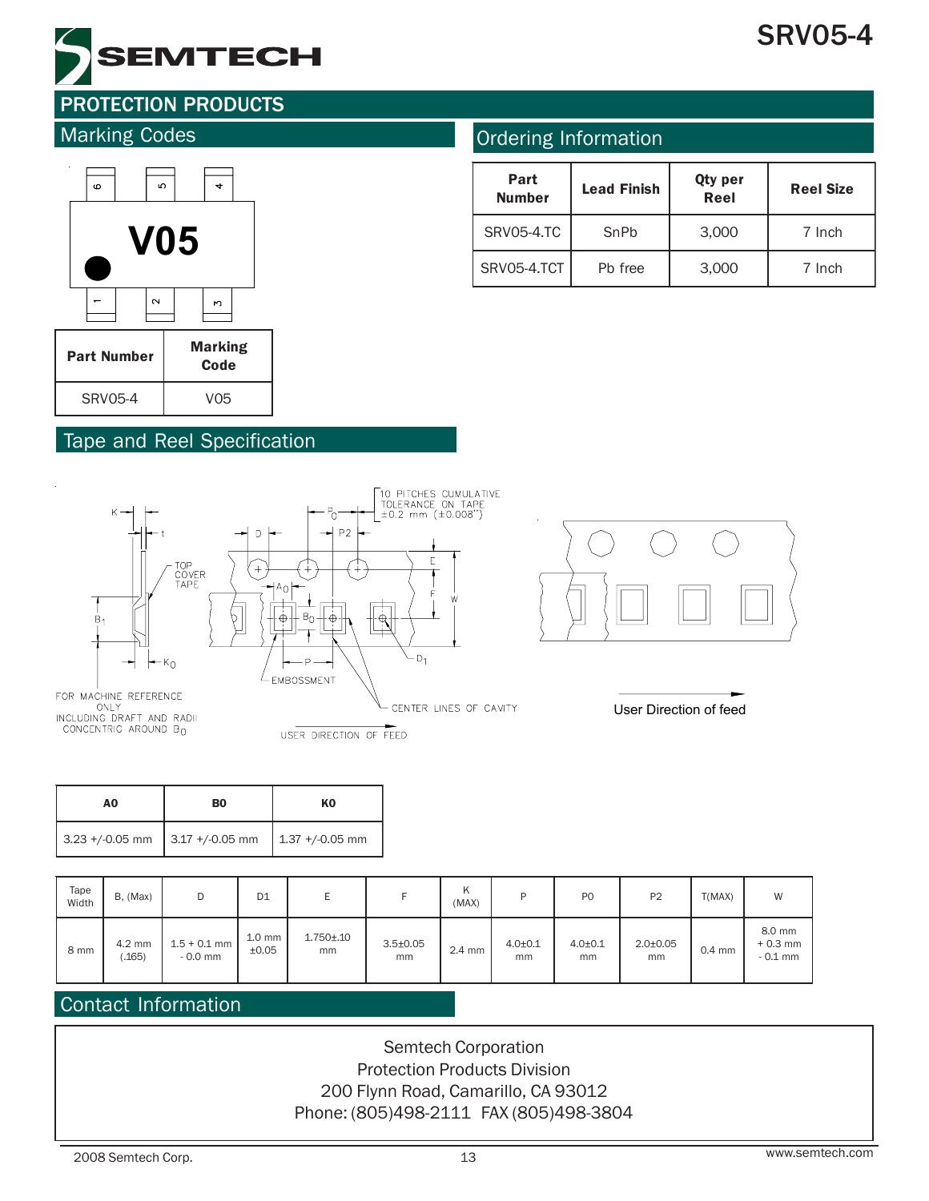## PROTECTION PRODUCTS

### Marking Codes

6 5 4

V05

1 2 3

| Part Number | Marking Code |
|---|---|
| SRV05-4 | V05 |

### Ordering Information

| Part Number | Lead Finish | Qty per Reel | Reel Size |
|---|---|---|---|
| SRV05-4.TC | SnPb | 3,000 | 7 Inch |
| SRV05-4.TCT | Pb free | 3,000 | 7 Inch |

### Tape and Reel Specification

10 PITCHES CUMULATIVE TOLERANCE ON TAPE ±0.2 mm (±0.008")

K, t, TOP COVER TAPE, $B_1$, $K_0$, D, $P_0$, P2, E, F, W, $A_0$, $B_0$, P, $D_1$, EMBOSSMENT

FOR MACHINE REFERENCE ONLY INCLUDING DRAFT AND RADII CONCENTRIC AROUND $B_0$

CENTER LINES OF CAVITY

USER DIRECTION OF FEED

User Direction of feed

| A0 | B0 | K0 |
|---|---|---|
| 3.23 +/-0.05 mm | 3.17 +/-0.05 mm | 1.37 +/-0.05 mm |

| Tape Width | B, (Max) | D | D1 | E | F | K (MAX) | P | P0 | P2 | T(MAX) | W |
|---|---|---|---|---|---|---|---|---|---|---|---|
| 8 mm | 4.2 mm (.165) | 1.5 + 0.1 mm - 0.0 mm | 1.0 mm ±0.05 | 1.750±.10 mm | 3.5±0.05 mm | 2.4 mm | 4.0±0.1 mm | 4.0±0.1 mm | 2.0±0.05 mm | 0.4 mm | 8.0 mm + 0.3 mm - 0.1 mm |

### Contact Information

Semtech Corporation
Protection Products Division
200 Flynn Road, Camarillo, CA 93012
Phone: (805)498-2111 FAX (805)498-3804